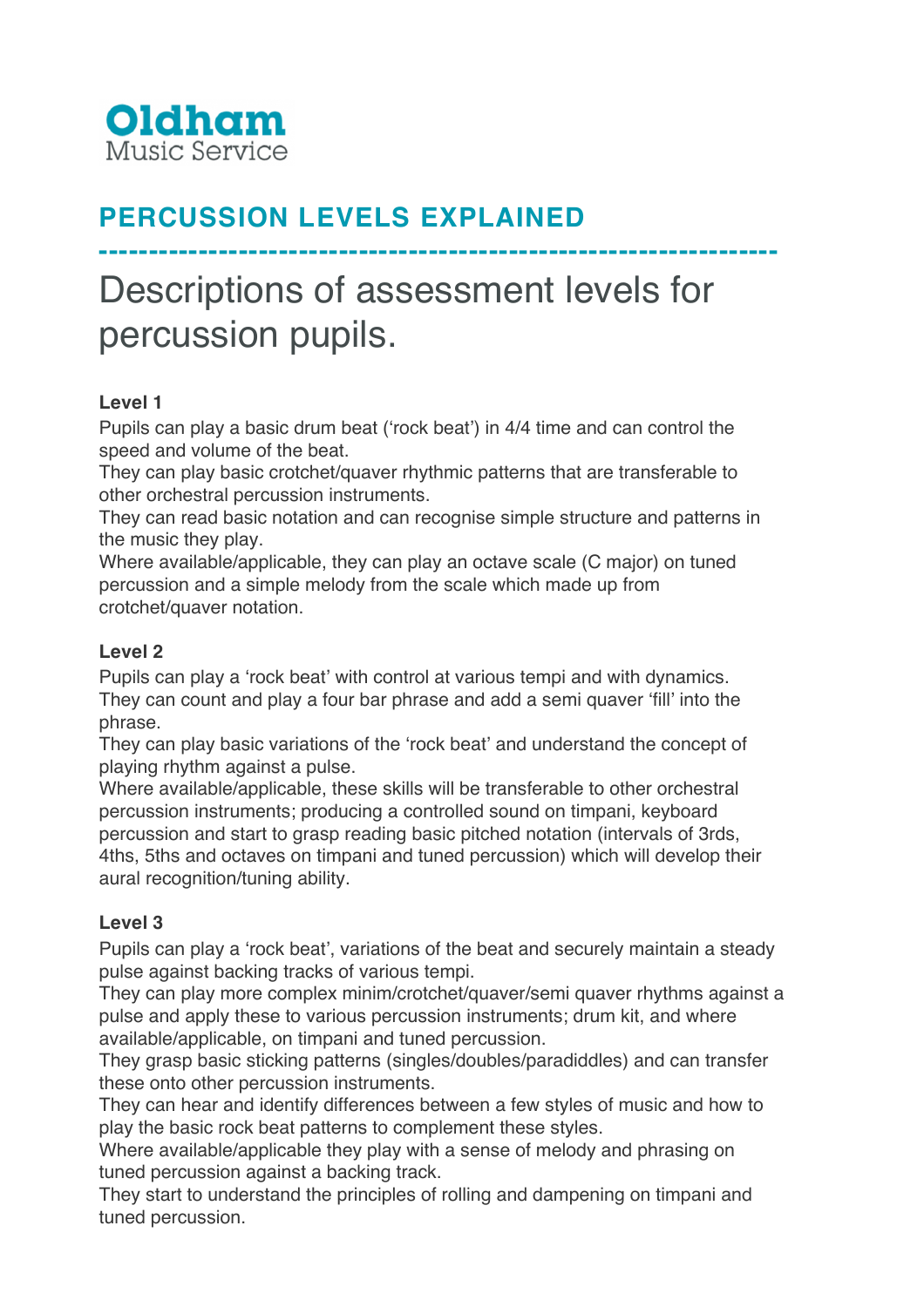**Oldham**
Music Service

# PERCUSSION LEVELS EXPLAINED

------------------------------------------------------------------

## Descriptions of assessment levels for percussion pupils.

**Level 1**

Pupils can play a basic drum beat ('rock beat') in 4/4 time and can control the speed and volume of the beat.

They can play basic crotchet/quaver rhythmic patterns that are transferable to other orchestral percussion instruments.

They can read basic notation and can recognise simple structure and patterns in the music they play.

Where available/applicable, they can play an octave scale (C major) on tuned percussion and a simple melody from the scale which made up from crotchet/quaver notation.

**Level 2**

Pupils can play a 'rock beat' with control at various tempi and with dynamics.

They can count and play a four bar phrase and add a semi quaver 'fill' into the phrase.

They can play basic variations of the 'rock beat' and understand the concept of playing rhythm against a pulse.

Where available/applicable, these skills will be transferable to other orchestral percussion instruments; producing a controlled sound on timpani, keyboard percussion and start to grasp reading basic pitched notation (intervals of 3rds, 4ths, 5ths and octaves on timpani and tuned percussion) which will develop their aural recognition/tuning ability.

**Level 3**

Pupils can play a 'rock beat', variations of the beat and securely maintain a steady pulse against backing tracks of various tempi.

They can play more complex minim/crotchet/quaver/semi quaver rhythms against a pulse and apply these to various percussion instruments; drum kit, and where available/applicable, on timpani and tuned percussion.

They grasp basic sticking patterns (singles/doubles/paradiddles) and can transfer these onto other percussion instruments.

They can hear and identify differences between a few styles of music and how to play the basic rock beat patterns to complement these styles.

Where available/applicable they play with a sense of melody and phrasing on tuned percussion against a backing track.

They start to understand the principles of rolling and dampening on timpani and tuned percussion.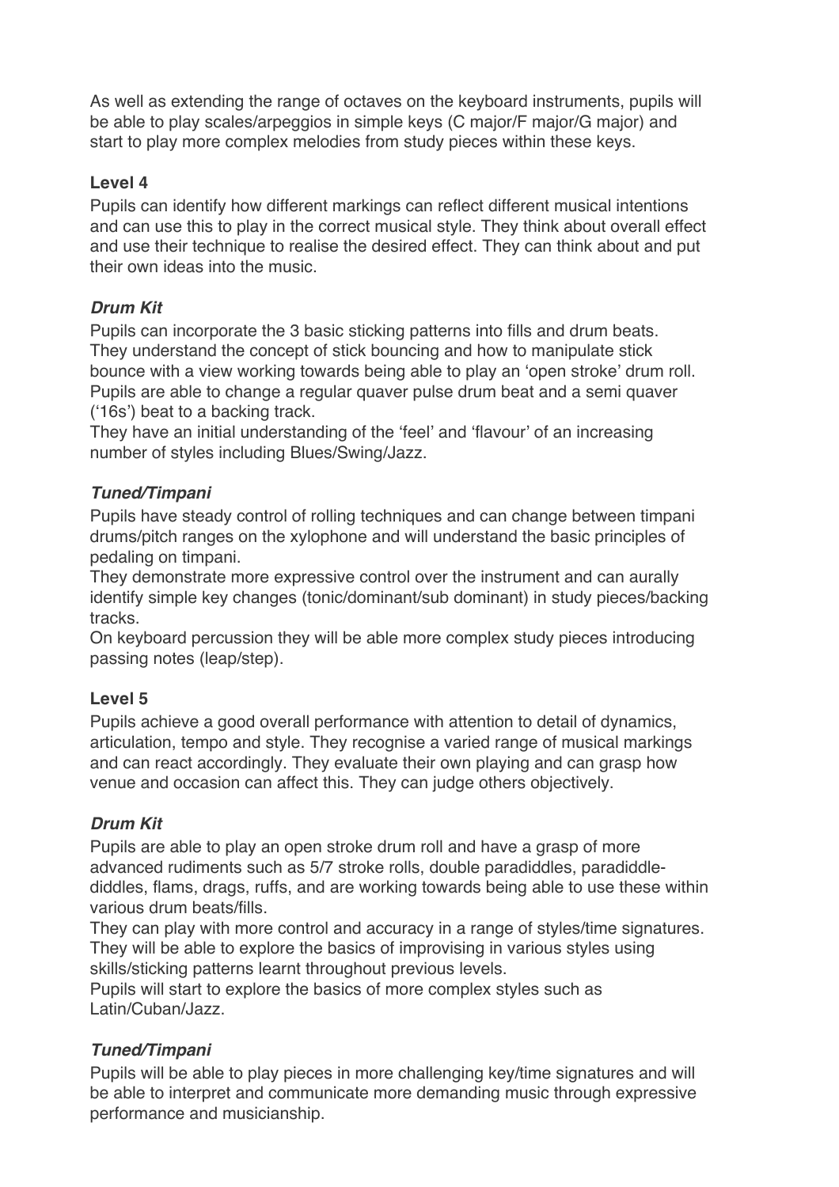As well as extending the range of octaves on the keyboard instruments, pupils will be able to play scales/arpeggios in simple keys (C major/F major/G major) and start to play more complex melodies from study pieces within these keys.

### Level 4

Pupils can identify how different markings can reflect different musical intentions and can use this to play in the correct musical style. They think about overall effect and use their technique to realise the desired effect. They can think about and put their own ideas into the music.

#### *Drum Kit*

Pupils can incorporate the 3 basic sticking patterns into fills and drum beats. They understand the concept of stick bouncing and how to manipulate stick bounce with a view working towards being able to play an 'open stroke' drum roll. Pupils are able to change a regular quaver pulse drum beat and a semi quaver ('16s') beat to a backing track.

They have an initial understanding of the 'feel' and 'flavour' of an increasing number of styles including Blues/Swing/Jazz.

#### *Tuned/Timpani*

Pupils have steady control of rolling techniques and can change between timpani drums/pitch ranges on the xylophone and will understand the basic principles of pedaling on timpani.

They demonstrate more expressive control over the instrument and can aurally identify simple key changes (tonic/dominant/sub dominant) in study pieces/backing tracks.

On keyboard percussion they will be able more complex study pieces introducing passing notes (leap/step).

### Level 5

Pupils achieve a good overall performance with attention to detail of dynamics, articulation, tempo and style. They recognise a varied range of musical markings and can react accordingly. They evaluate their own playing and can grasp how venue and occasion can affect this. They can judge others objectively.

#### *Drum Kit*

Pupils are able to play an open stroke drum roll and have a grasp of more advanced rudiments such as 5/7 stroke rolls, double paradiddles, paradiddle-diddles, flams, drags, ruffs, and are working towards being able to use these within various drum beats/fills.

They can play with more control and accuracy in a range of styles/time signatures. They will be able to explore the basics of improvising in various styles using skills/sticking patterns learnt throughout previous levels.

Pupils will start to explore the basics of more complex styles such as Latin/Cuban/Jazz.

#### *Tuned/Timpani*

Pupils will be able to play pieces in more challenging key/time signatures and will be able to interpret and communicate more demanding music through expressive performance and musicianship.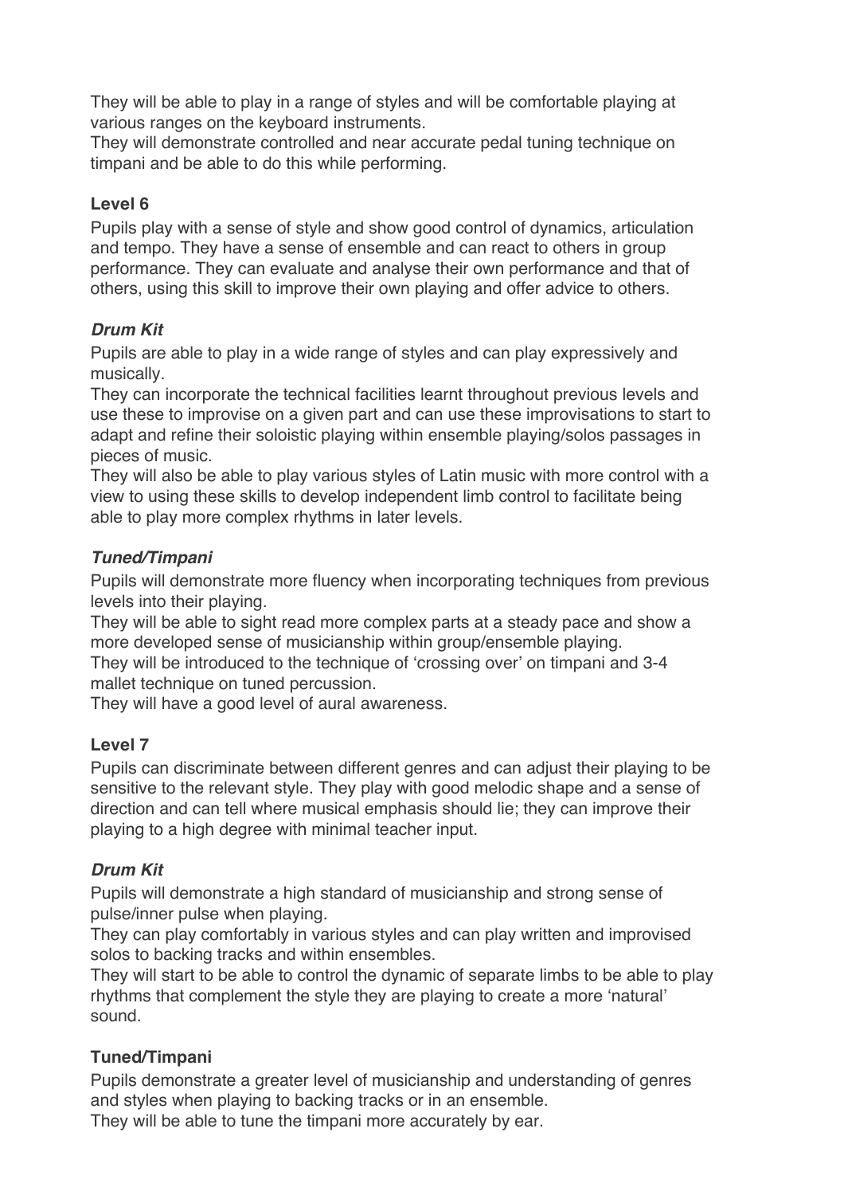They will be able to play in a range of styles and will be comfortable playing at various ranges on the keyboard instruments.
They will demonstrate controlled and near accurate pedal tuning technique on timpani and be able to do this while performing.

### Level 6

Pupils play with a sense of style and show good control of dynamics, articulation and tempo. They have a sense of ensemble and can react to others in group performance. They can evaluate and analyse their own performance and that of others, using this skill to improve their own playing and offer advice to others.

#### *Drum Kit*

Pupils are able to play in a wide range of styles and can play expressively and musically.
They can incorporate the technical facilities learnt throughout previous levels and use these to improvise on a given part and can use these improvisations to start to adapt and refine their soloistic playing within ensemble playing/solos passages in pieces of music.
They will also be able to play various styles of Latin music with more control with a view to using these skills to develop independent limb control to facilitate being able to play more complex rhythms in later levels.

#### *Tuned/Timpani*

Pupils will demonstrate more fluency when incorporating techniques from previous levels into their playing.
They will be able to sight read more complex parts at a steady pace and show a more developed sense of musicianship within group/ensemble playing.
They will be introduced to the technique of 'crossing over' on timpani and 3-4 mallet technique on tuned percussion.
They will have a good level of aural awareness.

### Level 7

Pupils can discriminate between different genres and can adjust their playing to be sensitive to the relevant style. They play with good melodic shape and a sense of direction and can tell where musical emphasis should lie; they can improve their playing to a high degree with minimal teacher input.

#### *Drum Kit*

Pupils will demonstrate a high standard of musicianship and strong sense of pulse/inner pulse when playing.
They can play comfortably in various styles and can play written and improvised solos to backing tracks and within ensembles.
They will start to be able to control the dynamic of separate limbs to be able to play rhythms that complement the style they are playing to create a more 'natural' sound.

#### Tuned/Timpani

Pupils demonstrate a greater level of musicianship and understanding of genres and styles when playing to backing tracks or in an ensemble.
They will be able to tune the timpani more accurately by ear.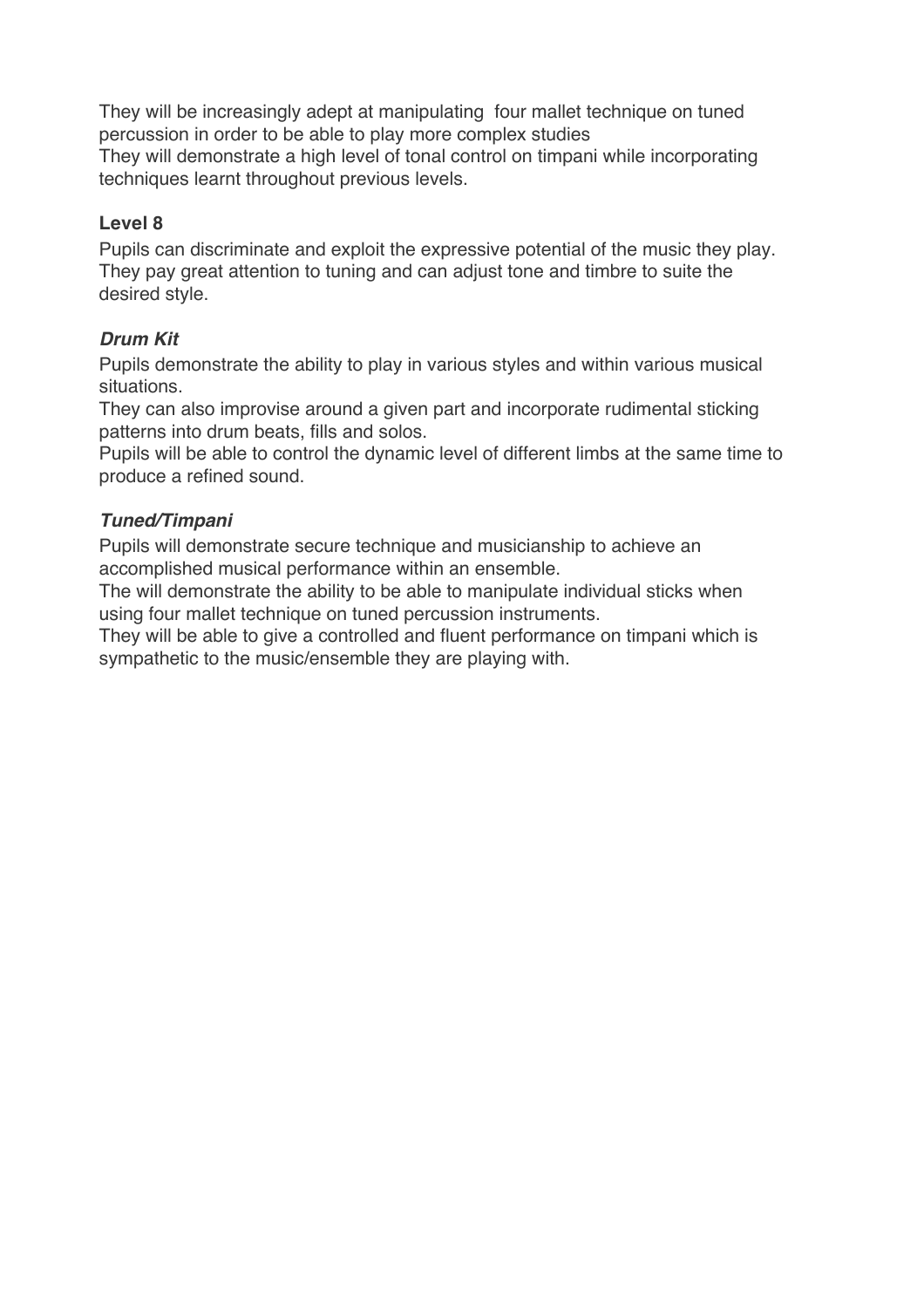They will be increasingly adept at manipulating  four mallet technique on tuned percussion in order to be able to play more complex studies
They will demonstrate a high level of tonal control on timpani while incorporating techniques learnt throughout previous levels.

### Level 8

Pupils can discriminate and exploit the expressive potential of the music they play. They pay great attention to tuning and can adjust tone and timbre to suite the desired style.

#### *Drum Kit*

Pupils demonstrate the ability to play in various styles and within various musical situations.
They can also improvise around a given part and incorporate rudimental sticking patterns into drum beats, fills and solos.
Pupils will be able to control the dynamic level of different limbs at the same time to produce a refined sound.

#### *Tuned/Timpani*

Pupils will demonstrate secure technique and musicianship to achieve an accomplished musical performance within an ensemble.
The will demonstrate the ability to be able to manipulate individual sticks when using four mallet technique on tuned percussion instruments.
They will be able to give a controlled and fluent performance on timpani which is sympathetic to the music/ensemble they are playing with.